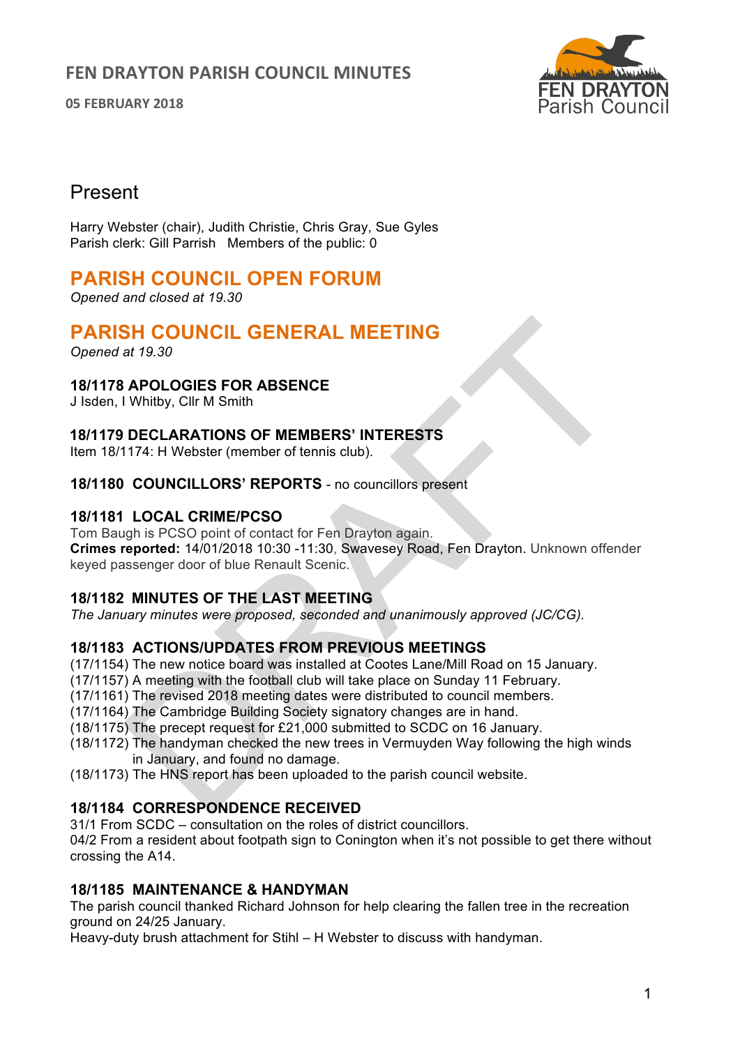# FEN DRAYTON PARISH COUNCIL MINUTES

**05 FEBRUARY 2018**

## Present

Harry Webster (chair), Judith Christie, Chris Gray, Sue Gyles
Parish clerk: Gill Parrish   Members of the public: 0

## PARISH COUNCIL OPEN FORUM

*Opened and closed at 19.30*

## PARISH COUNCIL GENERAL MEETING

*Opened at 19.30*

### 18/1178 APOLOGIES FOR ABSENCE

J Isden, I Whitby, Cllr M Smith

### 18/1179 DECLARATIONS OF MEMBERS' INTERESTS

Item 18/1174: H Webster (member of tennis club).

### 18/1180 COUNCILLORS' REPORTS - no councillors present

### 18/1181 LOCAL CRIME/PCSO

Tom Baugh is PCSO point of contact for Fen Drayton again.
**Crimes reported:** 14/01/2018 10:30 -11:30, Swavesey Road, Fen Drayton. Unknown offender keyed passenger door of blue Renault Scenic.

### 18/1182 MINUTES OF THE LAST MEETING

*The January minutes were proposed, seconded and unanimously approved (JC/CG).*

### 18/1183 ACTIONS/UPDATES FROM PREVIOUS MEETINGS

(17/1154) The new notice board was installed at Cootes Lane/Mill Road on 15 January.
(17/1157) A meeting with the football club will take place on Sunday 11 February.
(17/1161) The revised 2018 meeting dates were distributed to council members.
(17/1164) The Cambridge Building Society signatory changes are in hand.
(18/1175) The precept request for £21,000 submitted to SCDC on 16 January.
(18/1172) The handyman checked the new trees in Vermuyden Way following the high winds in January, and found no damage.
(18/1173) The HNS report has been uploaded to the parish council website.

### 18/1184 CORRESPONDENCE RECEIVED

31/1 From SCDC – consultation on the roles of district councillors.
04/2 From a resident about footpath sign to Conington when it's not possible to get there without crossing the A14.

### 18/1185 MAINTENANCE & HANDYMAN

The parish council thanked Richard Johnson for help clearing the fallen tree in the recreation ground on 24/25 January.
Heavy-duty brush attachment for Stihl – H Webster to discuss with handyman.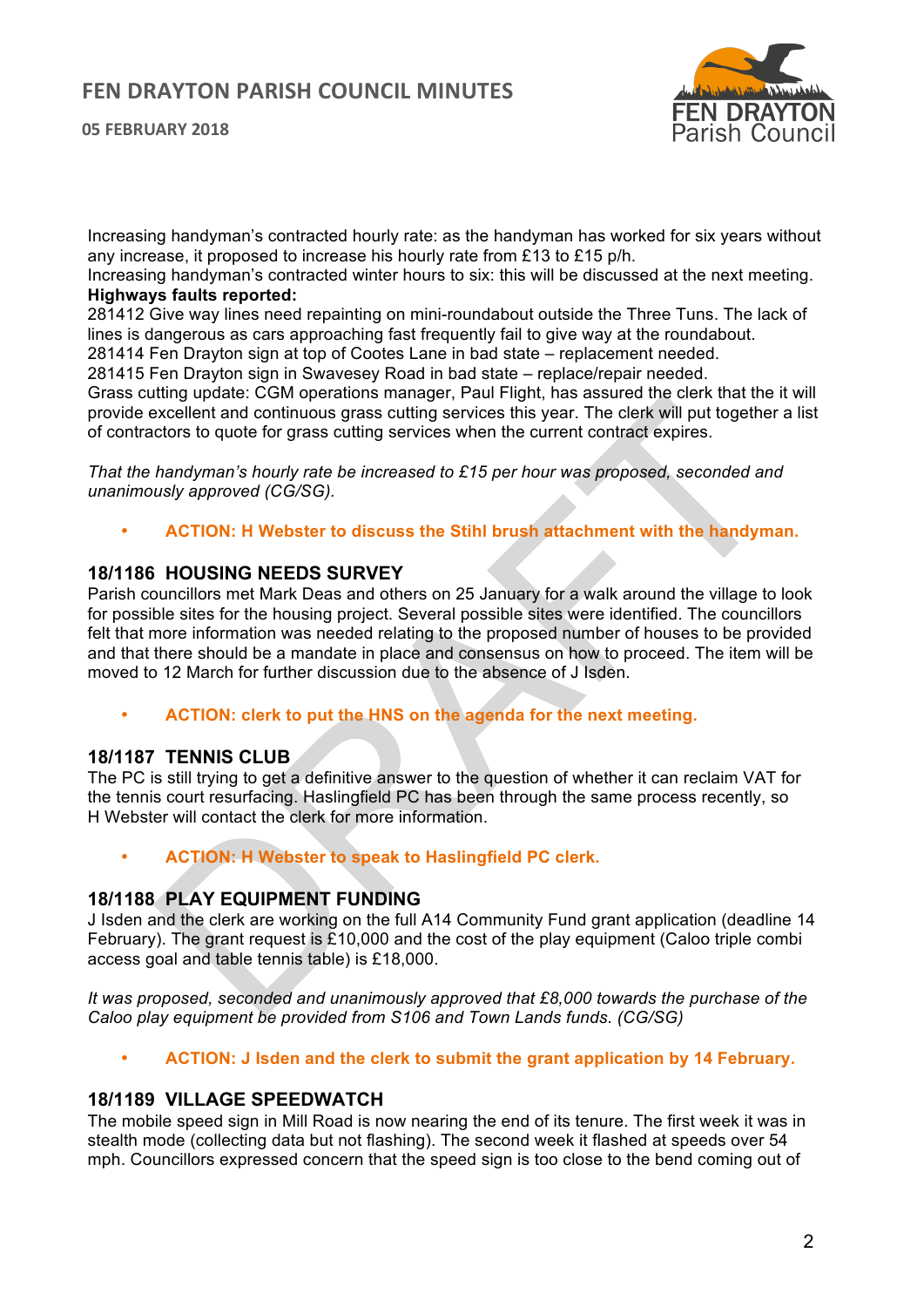Increasing handyman's contracted hourly rate: as the handyman has worked for six years without any increase, it proposed to increase his hourly rate from £13 to £15 p/h.
Increasing handyman's contracted winter hours to six: this will be discussed at the next meeting.
**Highways faults reported:**
281412 Give way lines need repainting on mini-roundabout outside the Three Tuns. The lack of lines is dangerous as cars approaching fast frequently fail to give way at the roundabout.
281414 Fen Drayton sign at top of Cootes Lane in bad state – replacement needed.
281415 Fen Drayton sign in Swavesey Road in bad state – replace/repair needed.
Grass cutting update: CGM operations manager, Paul Flight, has assured the clerk that the it will provide excellent and continuous grass cutting services this year. The clerk will put together a list of contractors to quote for grass cutting services when the current contract expires.

*That the handyman's hourly rate be increased to £15 per hour was proposed, seconded and unanimously approved (CG/SG).*

- **ACTION: H Webster to discuss the Stihl brush attachment with the handyman.**

## 18/1186 HOUSING NEEDS SURVEY

Parish councillors met Mark Deas and others on 25 January for a walk around the village to look for possible sites for the housing project. Several possible sites were identified. The councillors felt that more information was needed relating to the proposed number of houses to be provided and that there should be a mandate in place and consensus on how to proceed. The item will be moved to 12 March for further discussion due to the absence of J Isden.

- **ACTION: clerk to put the HNS on the agenda for the next meeting.**

## 18/1187 TENNIS CLUB

The PC is still trying to get a definitive answer to the question of whether it can reclaim VAT for the tennis court resurfacing. Haslingfield PC has been through the same process recently, so H Webster will contact the clerk for more information.

- **ACTION: H Webster to speak to Haslingfield PC clerk.**

## 18/1188 PLAY EQUIPMENT FUNDING

J Isden and the clerk are working on the full A14 Community Fund grant application (deadline 14 February). The grant request is £10,000 and the cost of the play equipment (Caloo triple combi access goal and table tennis table) is £18,000.

*It was proposed, seconded and unanimously approved that £8,000 towards the purchase of the Caloo play equipment be provided from S106 and Town Lands funds. (CG/SG)*

- **ACTION: J Isden and the clerk to submit the grant application by 14 February.**

## 18/1189 VILLAGE SPEEDWATCH

The mobile speed sign in Mill Road is now nearing the end of its tenure. The first week it was in stealth mode (collecting data but not flashing). The second week it flashed at speeds over 54 mph. Councillors expressed concern that the speed sign is too close to the bend coming out of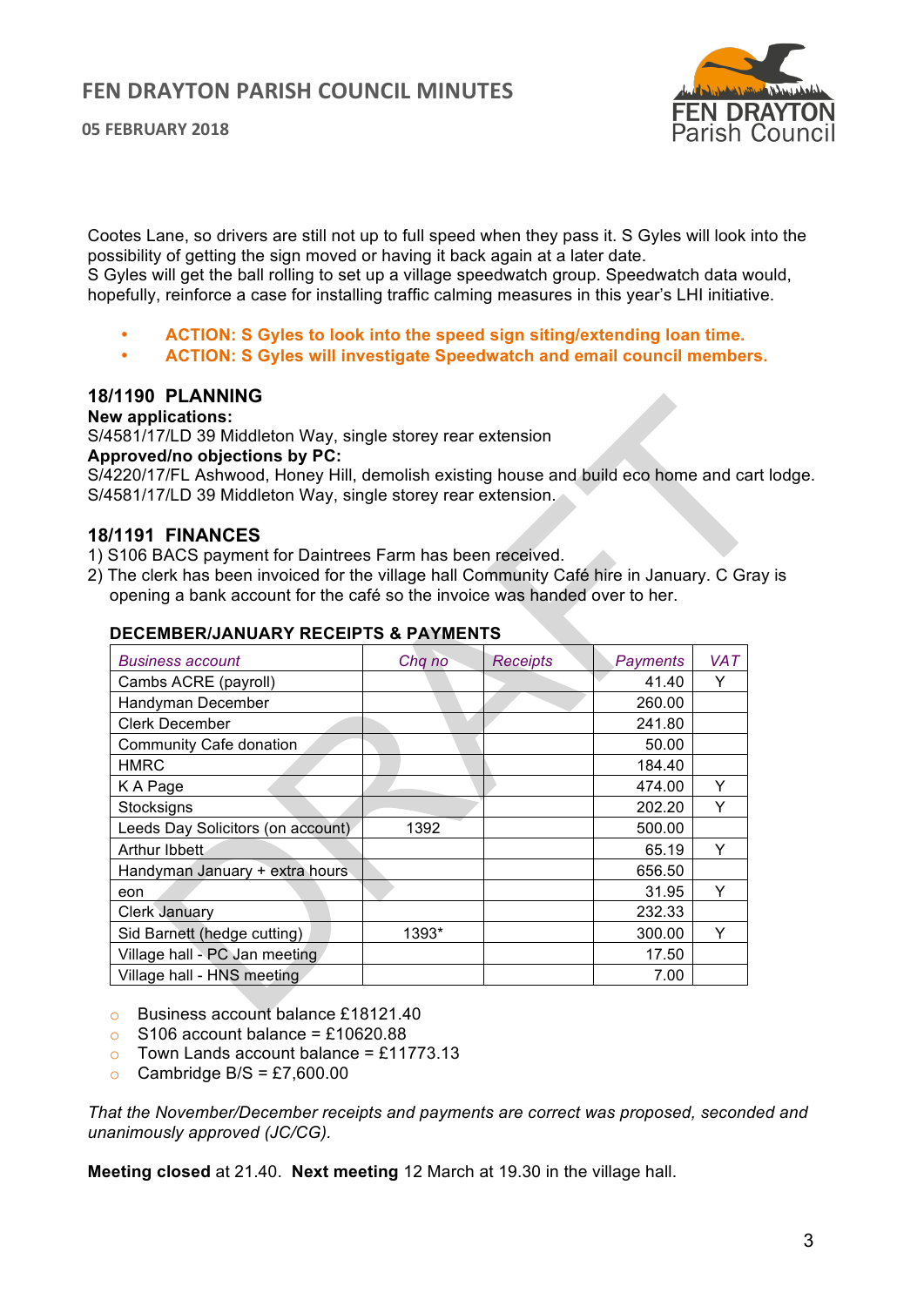Cootes Lane, so drivers are still not up to full speed when they pass it. S Gyles will look into the possibility of getting the sign moved or having it back again at a later date.
S Gyles will get the ball rolling to set up a village speedwatch group. Speedwatch data would, hopefully, reinforce a case for installing traffic calming measures in this year's LHI initiative.

- **ACTION: S Gyles to look into the speed sign siting/extending loan time.**
- **ACTION: S Gyles will investigate Speedwatch and email council members.**

## 18/1190 PLANNING

**New applications:**
S/4581/17/LD 39 Middleton Way, single storey rear extension
**Approved/no objections by PC:**
S/4220/17/FL Ashwood, Honey Hill, demolish existing house and build eco home and cart lodge.
S/4581/17/LD 39 Middleton Way, single storey rear extension.

## 18/1191 FINANCES

1) S106 BACS payment for Daintrees Farm has been received.
2) The clerk has been invoiced for the village hall Community Café hire in January. C Gray is opening a bank account for the café so the invoice was handed over to her.

**DECEMBER/JANUARY RECEIPTS & PAYMENTS**

| *Business account* | *Chq no* | *Receipts* | *Payments* | *VAT* |
|---|---|---|---|---|
| Cambs ACRE (payroll) | | | 41.40 | Y |
| Handyman December | | | 260.00 | |
| Clerk December | | | 241.80 | |
| Community Cafe donation | | | 50.00 | |
| HMRC | | | 184.40 | |
| K A Page | | | 474.00 | Y |
| Stocksigns | | | 202.20 | Y |
| Leeds Day Solicitors (on account) | 1392 | | 500.00 | |
| Arthur Ibbett | | | 65.19 | Y |
| Handyman January + extra hours | | | 656.50 | |
| eon | | | 31.95 | Y |
| Clerk January | | | 232.33 | |
| Sid Barnett (hedge cutting) | 1393* | | 300.00 | Y |
| Village hall - PC Jan meeting | | | 17.50 | |
| Village hall - HNS meeting | | | 7.00 | |

- Business account balance £18121.40
- S106 account balance = £10620.88
- Town Lands account balance = £11773.13
- Cambridge B/S = £7,600.00

*That the November/December receipts and payments are correct was proposed, seconded and unanimously approved (JC/CG).*

**Meeting closed** at 21.40. **Next meeting** 12 March at 19.30 in the village hall.